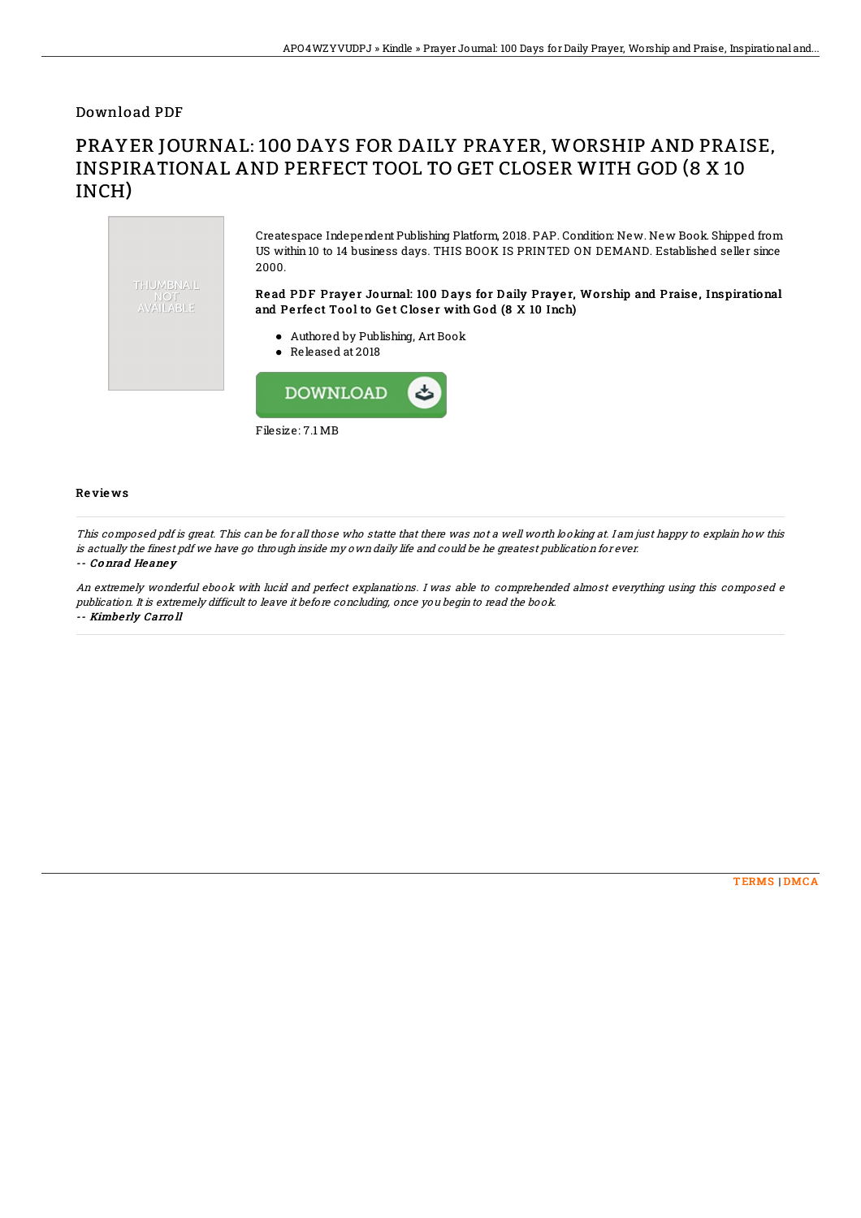Download PDF

# PRAYER JOURNAL: 100 DAYS FOR DAILY PRAYER, WORSHIP AND PRAISE, INSPIRATIONAL AND PERFECT TOOL TO GET CLOSER WITH GOD (8 X 10 INCH)

THUMBNAIL NOT AVAILABLE

Createspace Independent Publishing Platform, 2018. PAP. Condition: New. New Book. Shipped from US within 10 to 14 business days. THIS BOOK IS PRINTED ON DEMAND. Established seller since 2000.

### Read PDF Prayer Journal: 100 Days for Daily Prayer, Worship and Praise, Inspirational and Perfect Tool to Get Closer with God (8 X 10 Inch)

- Authored by Publishing, Art Book
- Released at 2018

DOWNLOAD

Filesize: 7.1 MB

## Reviews

*This composed pdf is great. This can be for all those who statte that there was not a well worth looking at. I am just happy to explain how this is actually the finest pdf we have go through inside my own daily life and could be he greatest publication for ever.*

-- **Conrad Heaney**

*An extremely wonderful ebook with lucid and perfect explanations. I was able to comprehended almost everything using this composed e publication. It is extremely difficult to leave it before concluding, once you begin to read the book.*

-- **Kimberly Carroll**

TERMS | DMCA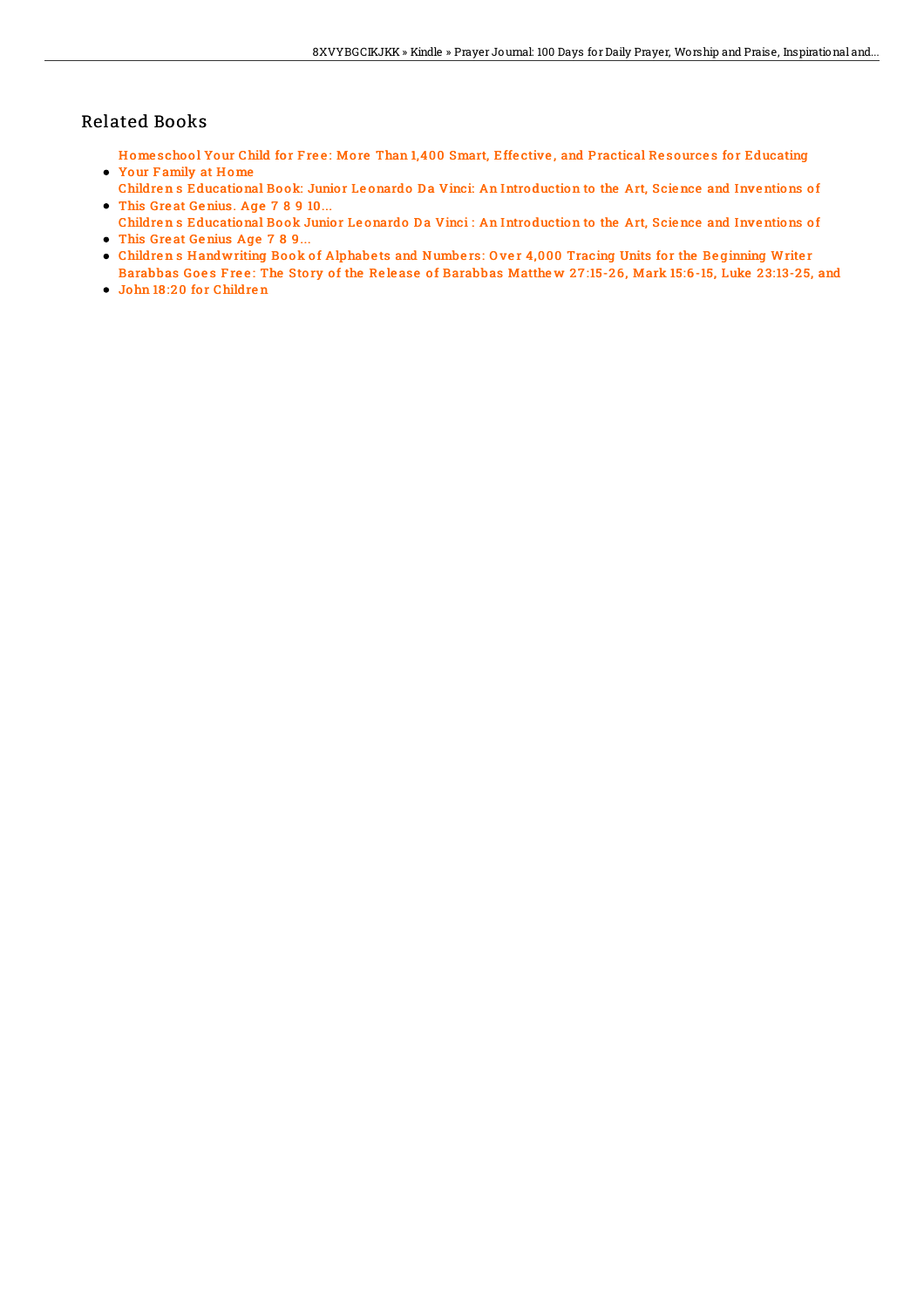## Related Books

- Homeschool Your Child for Free: More Than 1,400 Smart, Effective, and Practical Resources for Educating Your Family at Home
- Children s Educational Book: Junior Leonardo Da Vinci: An Introduction to the Art, Science and Inventions of This Great Genius. Age 7 8 9 10...
- Children s Educational Book Junior Leonardo Da Vinci : An Introduction to the Art, Science and Inventions of This Great Genius Age 7 8 9...
- Children s Handwriting Book of Alphabets and Numbers: Over 4,000 Tracing Units for the Beginning Writer
- Barabbas Goes Free: The Story of the Release of Barabbas Matthew 27:15-26, Mark 15:6-15, Luke 23:13-25, and John 18:20 for Children